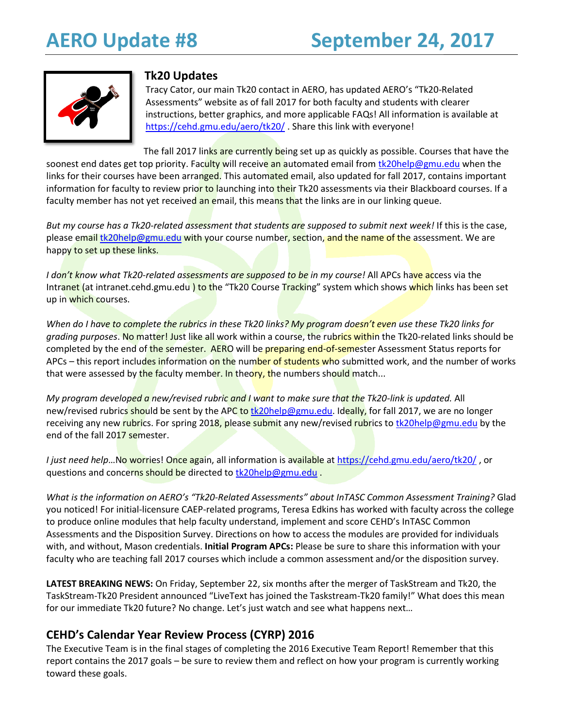# AERO Update #8 September 24, 2017

## Tk20 Updates

Tracy Cator, our main Tk20 contact in AERO, has updated AERO's "Tk20-Related Assessments" website as of fall 2017 for both faculty and students with clearer instructions, better graphics, and more applicable FAQs! All information is available at https://cehd.gmu.edu/aero/tk20/ . Share this link with everyone!

The fall 2017 links are currently being set up as quickly as possible. Courses that have the soonest end dates get top priority. Faculty will receive an automated email from tk20help@gmu.edu when the links for their courses have been arranged. This automated email, also updated for fall 2017, contains important information for faculty to review prior to launching into their Tk20 assessments via their Blackboard courses. If a faculty member has not yet received an email, this means that the links are in our linking queue.

*But my course has a Tk20-related assessment that students are supposed to submit next week!* If this is the case, please email tk20help@gmu.edu with your course number, section, and the name of the assessment. We are happy to set up these links.

*I don't know what Tk20-related assessments are supposed to be in my course!* All APCs have access via the Intranet (at intranet.cehd.gmu.edu ) to the "Tk20 Course Tracking" system which shows which links has been set up in which courses.

*When do I have to complete the rubrics in these Tk20 links? My program doesn't even use these Tk20 links for grading purposes*. No matter! Just like all work within a course, the rubrics within the Tk20-related links should be completed by the end of the semester. AERO will be preparing end-of-semester Assessment Status reports for APCs – this report includes information on the number of students who submitted work, and the number of works that were assessed by the faculty member. In theory, the numbers should match...

*My program developed a new/revised rubric and I want to make sure that the Tk20-link is updated.* All new/revised rubrics should be sent by the APC to tk20help@gmu.edu. Ideally, for fall 2017, we are no longer receiving any new rubrics. For spring 2018, please submit any new/revised rubrics to tk20help@gmu.edu by the end of the fall 2017 semester.

*I just need help*…No worries! Once again, all information is available at https://cehd.gmu.edu/aero/tk20/ , or questions and concerns should be directed to tk20help@gmu.edu .

*What is the information on AERO's "Tk20-Related Assessments" about InTASC Common Assessment Training?* Glad you noticed! For initial-licensure CAEP-related programs, Teresa Edkins has worked with faculty across the college to produce online modules that help faculty understand, implement and score CEHD's InTASC Common Assessments and the Disposition Survey. Directions on how to access the modules are provided for individuals with, and without, Mason credentials. **Initial Program APCs:** Please be sure to share this information with your faculty who are teaching fall 2017 courses which include a common assessment and/or the disposition survey.

**LATEST BREAKING NEWS:** On Friday, September 22, six months after the merger of TaskStream and Tk20, the TaskStream-Tk20 President announced "LiveText has joined the Taskstream-Tk20 family!" What does this mean for our immediate Tk20 future? No change. Let's just watch and see what happens next…

## CEHD's Calendar Year Review Process (CYRP) 2016

The Executive Team is in the final stages of completing the 2016 Executive Team Report! Remember that this report contains the 2017 goals – be sure to review them and reflect on how your program is currently working toward these goals.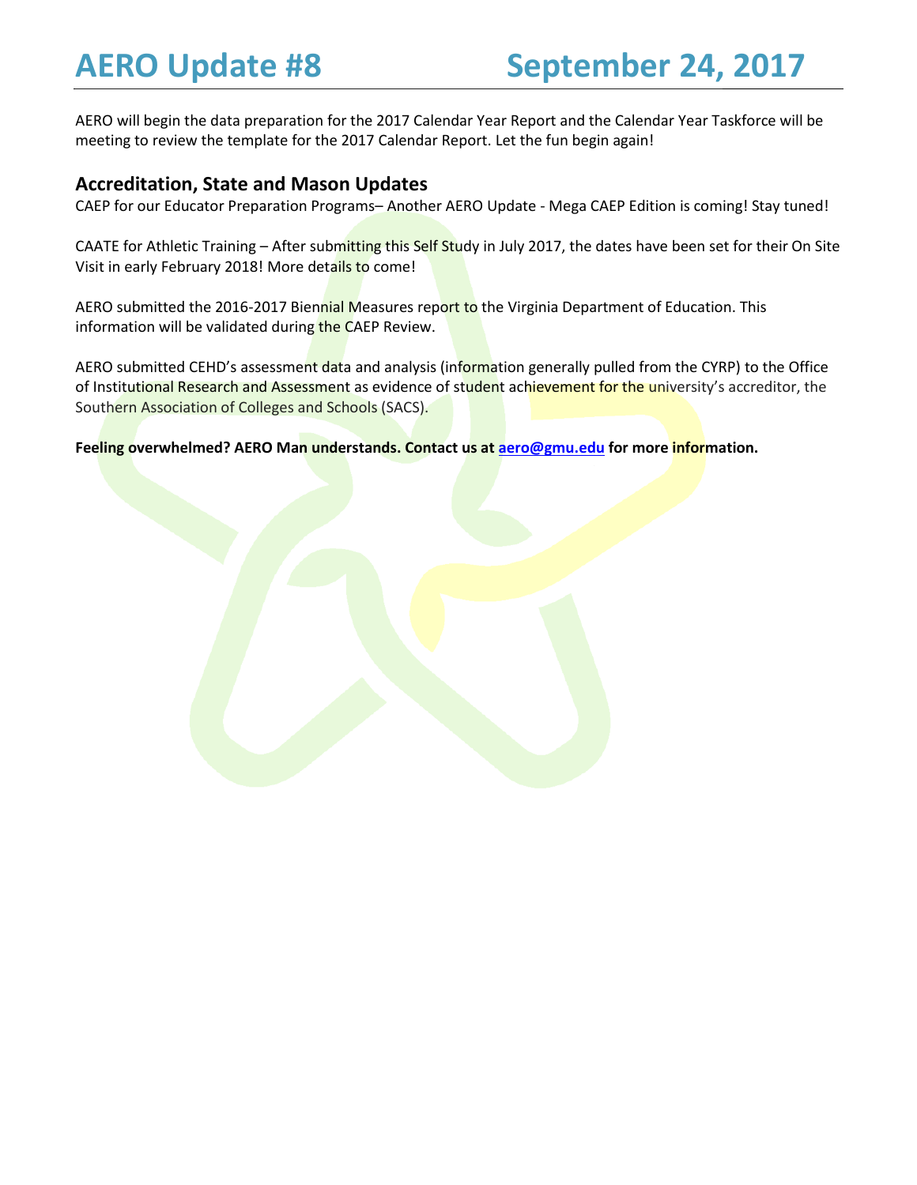# AERO Update #8 September 24, 2017

AERO will begin the data preparation for the 2017 Calendar Year Report and the Calendar Year Taskforce will be meeting to review the template for the 2017 Calendar Report. Let the fun begin again!

## Accreditation, State and Mason Updates

CAEP for our Educator Preparation Programs– Another AERO Update - Mega CAEP Edition is coming! Stay tuned!

CAATE for Athletic Training – After submitting this Self Study in July 2017, the dates have been set for their On Site Visit in early February 2018! More details to come!

AERO submitted the 2016-2017 Biennial Measures report to the Virginia Department of Education. This information will be validated during the CAEP Review.

AERO submitted CEHD's assessment data and analysis (information generally pulled from the CYRP) to the Office of Institutional Research and Assessment as evidence of student achievement for the university's accreditor, the Southern Association of Colleges and Schools (SACS).

**Feeling overwhelmed? AERO Man understands. Contact us at aero@gmu.edu for more information.**